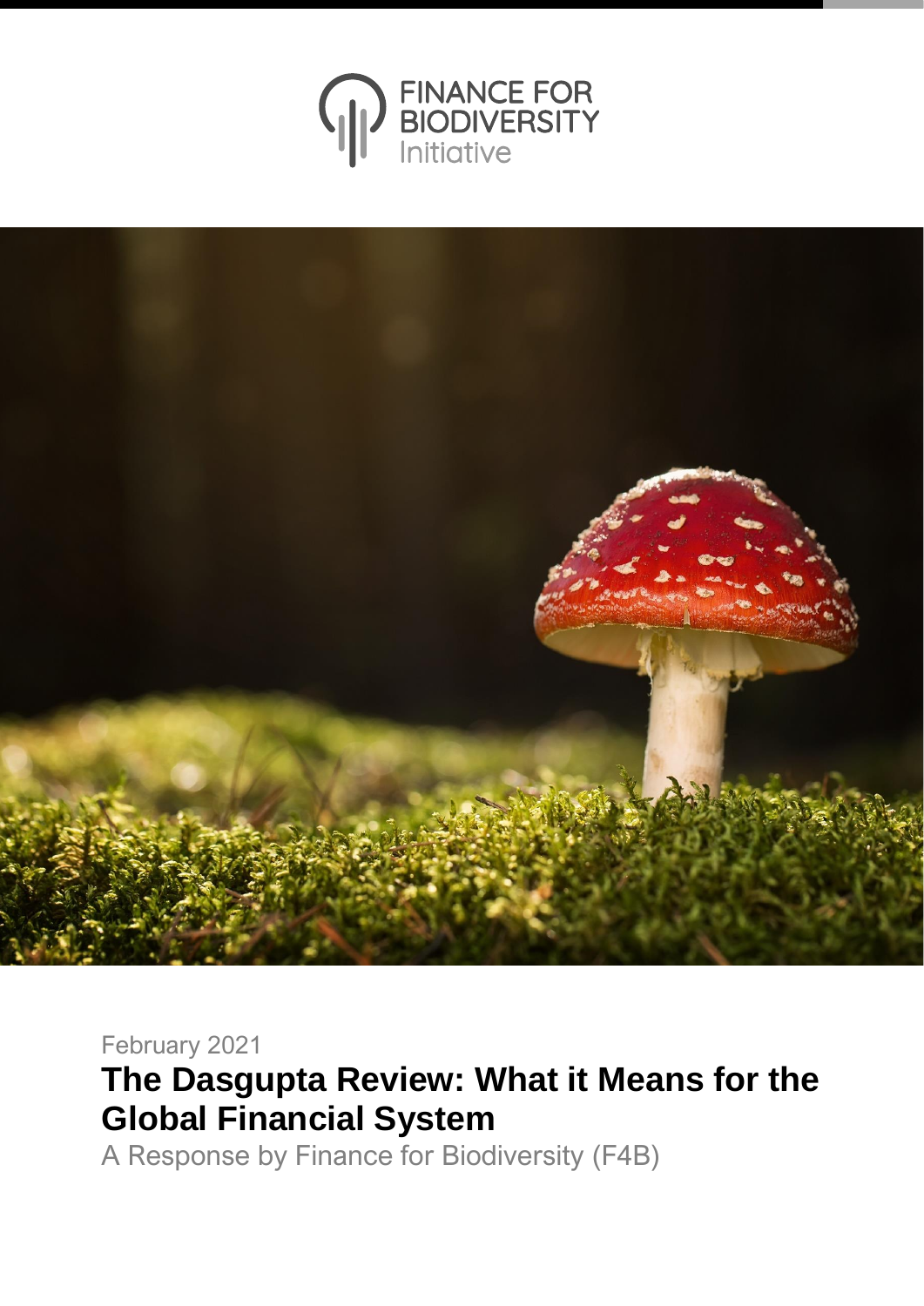FINANCE FOR BIODIVERSITY Initiative

February 2021

# The Dasgupta Review: What it Means for the Global Financial System

A Response by Finance for Biodiversity (F4B)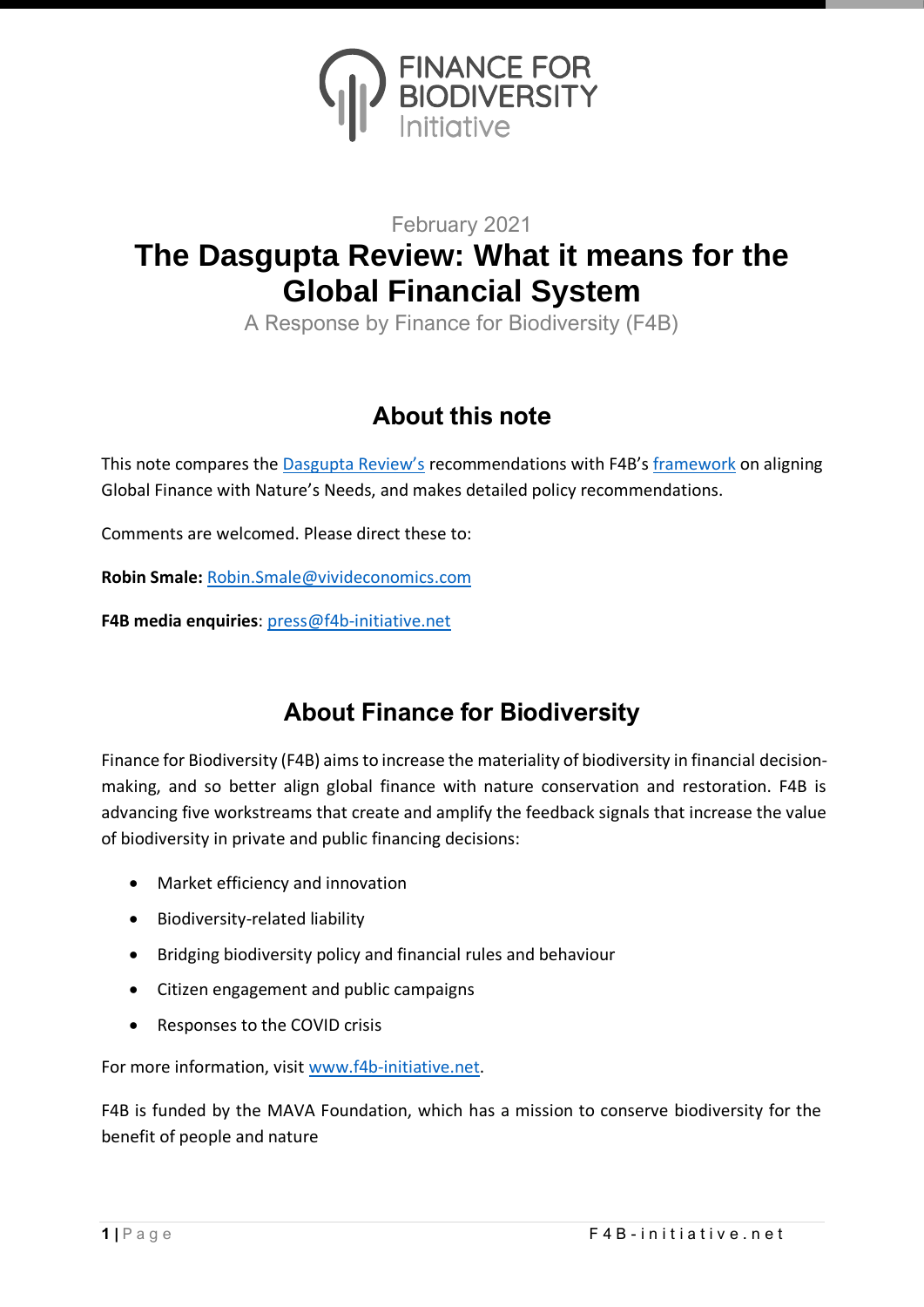FINANCE FOR BIODIVERSITY Initiative

February 2021

# The Dasgupta Review: What it means for the Global Financial System

A Response by Finance for Biodiversity (F4B)

## About this note

This note compares the Dasgupta Review's recommendations with F4B's framework on aligning Global Finance with Nature's Needs, and makes detailed policy recommendations.

Comments are welcomed. Please direct these to:

**Robin Smale:** Robin.Smale@vivideconomics.com

**F4B media enquiries**: press@f4b-initiative.net

## About Finance for Biodiversity

Finance for Biodiversity (F4B) aims to increase the materiality of biodiversity in financial decision-making, and so better align global finance with nature conservation and restoration. F4B is advancing five workstreams that create and amplify the feedback signals that increase the value of biodiversity in private and public financing decisions:

- Market efficiency and innovation
- Biodiversity-related liability
- Bridging biodiversity policy and financial rules and behaviour
- Citizen engagement and public campaigns
- Responses to the COVID crisis

For more information, visit www.f4b-initiative.net.

F4B is funded by the MAVA Foundation, which has a mission to conserve biodiversity for the benefit of people and nature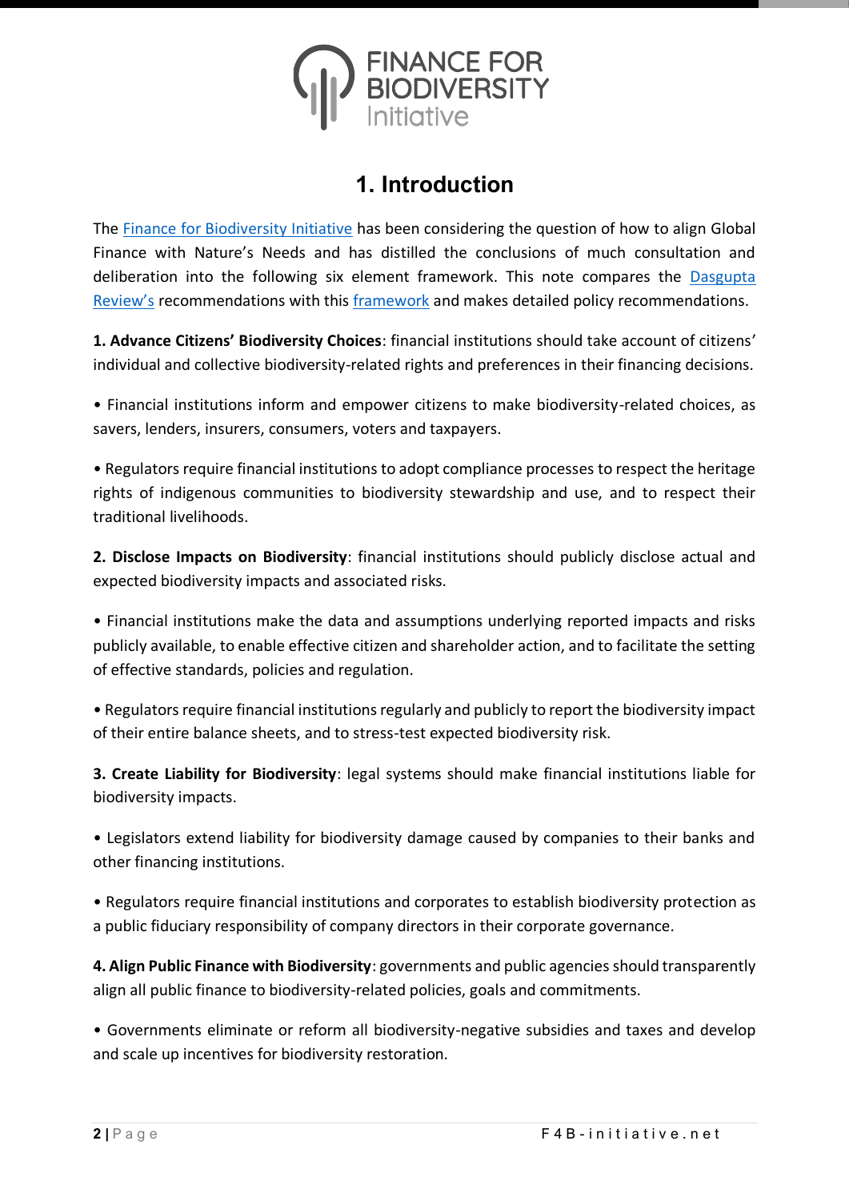# 1. Introduction

The Finance for Biodiversity Initiative has been considering the question of how to align Global Finance with Nature's Needs and has distilled the conclusions of much consultation and deliberation into the following six element framework. This note compares the Dasgupta Review's recommendations with this framework and makes detailed policy recommendations.

**1. Advance Citizens' Biodiversity Choices**: financial institutions should take account of citizens' individual and collective biodiversity-related rights and preferences in their financing decisions.

• Financial institutions inform and empower citizens to make biodiversity-related choices, as savers, lenders, insurers, consumers, voters and taxpayers.

• Regulators require financial institutions to adopt compliance processes to respect the heritage rights of indigenous communities to biodiversity stewardship and use, and to respect their traditional livelihoods.

**2. Disclose Impacts on Biodiversity**: financial institutions should publicly disclose actual and expected biodiversity impacts and associated risks.

• Financial institutions make the data and assumptions underlying reported impacts and risks publicly available, to enable effective citizen and shareholder action, and to facilitate the setting of effective standards, policies and regulation.

• Regulators require financial institutions regularly and publicly to report the biodiversity impact of their entire balance sheets, and to stress-test expected biodiversity risk.

**3. Create Liability for Biodiversity**: legal systems should make financial institutions liable for biodiversity impacts.

• Legislators extend liability for biodiversity damage caused by companies to their banks and other financing institutions.

• Regulators require financial institutions and corporates to establish biodiversity protection as a public fiduciary responsibility of company directors in their corporate governance.

**4. Align Public Finance with Biodiversity**: governments and public agencies should transparently align all public finance to biodiversity-related policies, goals and commitments.

• Governments eliminate or reform all biodiversity-negative subsidies and taxes and develop and scale up incentives for biodiversity restoration.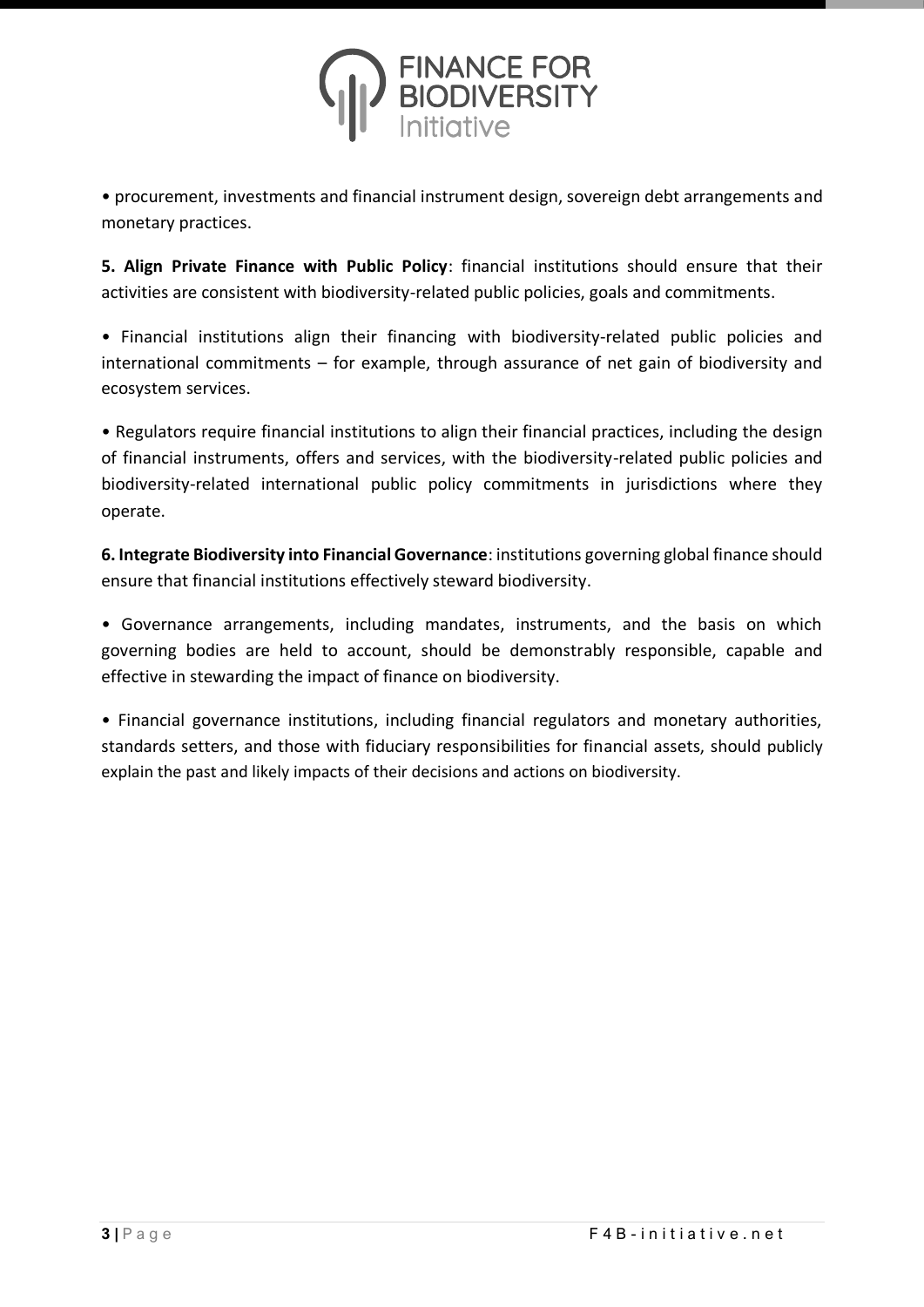• procurement, investments and financial instrument design, sovereign debt arrangements and monetary practices.

**5. Align Private Finance with Public Policy**: financial institutions should ensure that their activities are consistent with biodiversity-related public policies, goals and commitments.

• Financial institutions align their financing with biodiversity-related public policies and international commitments – for example, through assurance of net gain of biodiversity and ecosystem services.

• Regulators require financial institutions to align their financial practices, including the design of financial instruments, offers and services, with the biodiversity-related public policies and biodiversity-related international public policy commitments in jurisdictions where they operate.

**6. Integrate Biodiversity into Financial Governance**: institutions governing global finance should ensure that financial institutions effectively steward biodiversity.

• Governance arrangements, including mandates, instruments, and the basis on which governing bodies are held to account, should be demonstrably responsible, capable and effective in stewarding the impact of finance on biodiversity.

• Financial governance institutions, including financial regulators and monetary authorities, standards setters, and those with fiduciary responsibilities for financial assets, should publicly explain the past and likely impacts of their decisions and actions on biodiversity.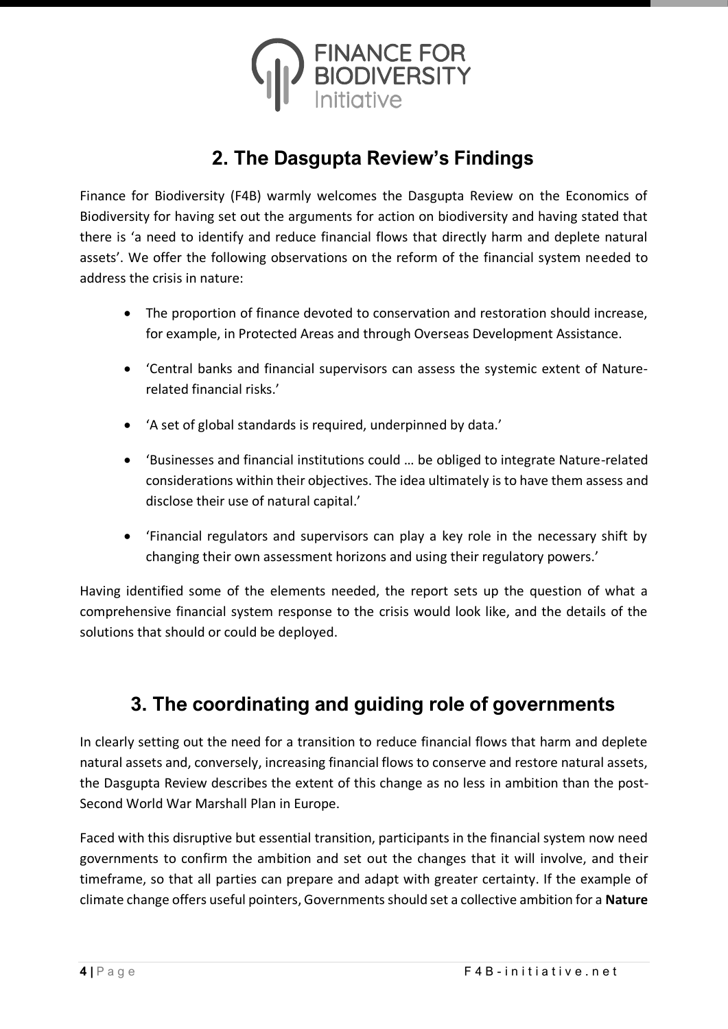## 2. The Dasgupta Review's Findings

Finance for Biodiversity (F4B) warmly welcomes the Dasgupta Review on the Economics of Biodiversity for having set out the arguments for action on biodiversity and having stated that there is 'a need to identify and reduce financial flows that directly harm and deplete natural assets'. We offer the following observations on the reform of the financial system needed to address the crisis in nature:

- The proportion of finance devoted to conservation and restoration should increase, for example, in Protected Areas and through Overseas Development Assistance.
- 'Central banks and financial supervisors can assess the systemic extent of Nature-related financial risks.'
- 'A set of global standards is required, underpinned by data.'
- 'Businesses and financial institutions could … be obliged to integrate Nature-related considerations within their objectives. The idea ultimately is to have them assess and disclose their use of natural capital.'
- 'Financial regulators and supervisors can play a key role in the necessary shift by changing their own assessment horizons and using their regulatory powers.'

Having identified some of the elements needed, the report sets up the question of what a comprehensive financial system response to the crisis would look like, and the details of the solutions that should or could be deployed.

## 3. The coordinating and guiding role of governments

In clearly setting out the need for a transition to reduce financial flows that harm and deplete natural assets and, conversely, increasing financial flows to conserve and restore natural assets, the Dasgupta Review describes the extent of this change as no less in ambition than the post-Second World War Marshall Plan in Europe.

Faced with this disruptive but essential transition, participants in the financial system now need governments to confirm the ambition and set out the changes that it will involve, and their timeframe, so that all parties can prepare and adapt with greater certainty. If the example of climate change offers useful pointers, Governments should set a collective ambition for a **Nature**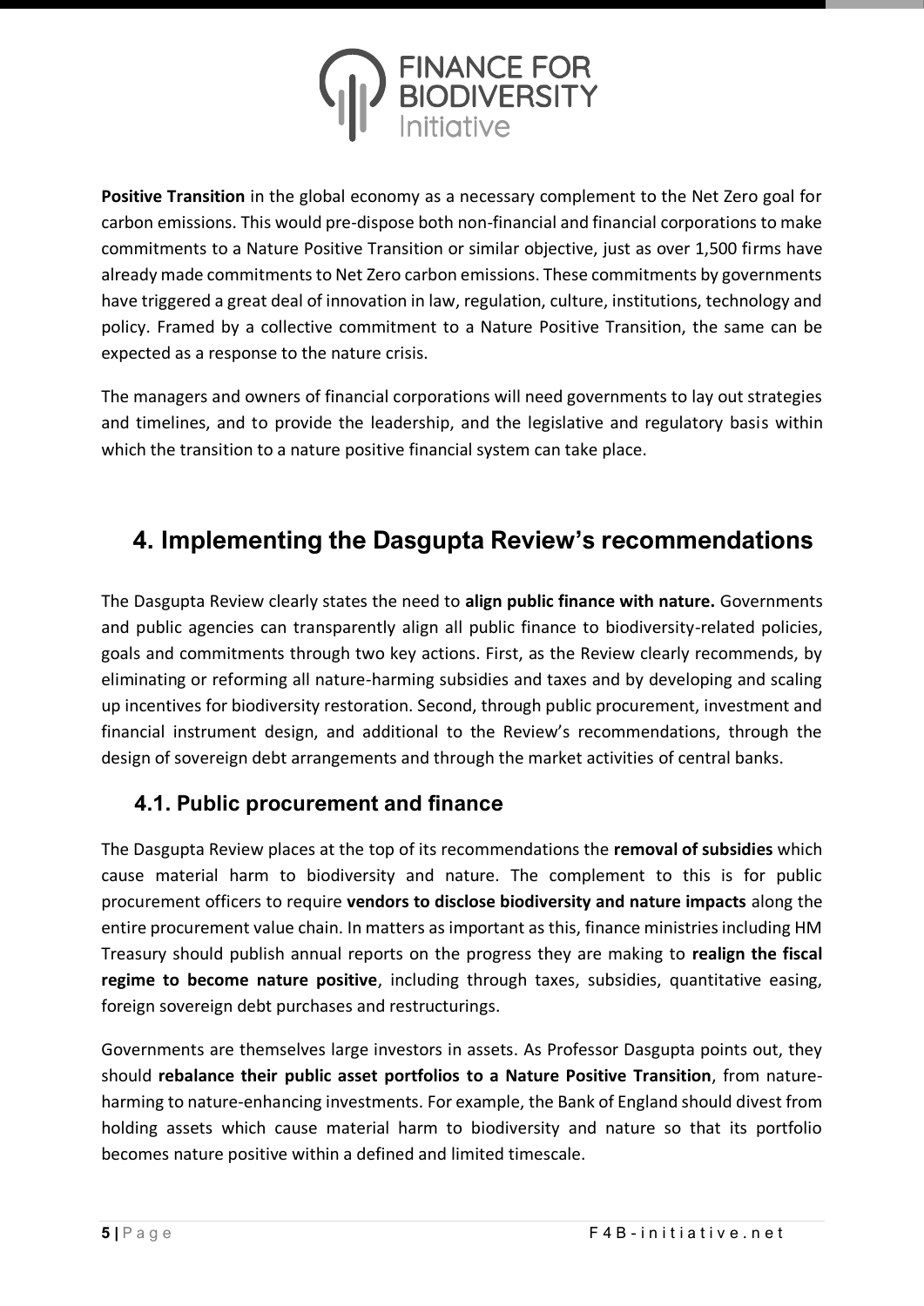**Positive Transition** in the global economy as a necessary complement to the Net Zero goal for carbon emissions. This would pre-dispose both non-financial and financial corporations to make commitments to a Nature Positive Transition or similar objective, just as over 1,500 firms have already made commitments to Net Zero carbon emissions. These commitments by governments have triggered a great deal of innovation in law, regulation, culture, institutions, technology and policy. Framed by a collective commitment to a Nature Positive Transition, the same can be expected as a response to the nature crisis.

The managers and owners of financial corporations will need governments to lay out strategies and timelines, and to provide the leadership, and the legislative and regulatory basis within which the transition to a nature positive financial system can take place.

## 4. Implementing the Dasgupta Review's recommendations

The Dasgupta Review clearly states the need to **align public finance with nature.** Governments and public agencies can transparently align all public finance to biodiversity-related policies, goals and commitments through two key actions. First, as the Review clearly recommends, by eliminating or reforming all nature-harming subsidies and taxes and by developing and scaling up incentives for biodiversity restoration. Second, through public procurement, investment and financial instrument design, and additional to the Review's recommendations, through the design of sovereign debt arrangements and through the market activities of central banks.

### 4.1. Public procurement and finance

The Dasgupta Review places at the top of its recommendations the **removal of subsidies** which cause material harm to biodiversity and nature. The complement to this is for public procurement officers to require **vendors to disclose biodiversity and nature impacts** along the entire procurement value chain. In matters as important as this, finance ministries including HM Treasury should publish annual reports on the progress they are making to **realign the fiscal regime to become nature positive**, including through taxes, subsidies, quantitative easing, foreign sovereign debt purchases and restructurings.

Governments are themselves large investors in assets. As Professor Dasgupta points out, they should **rebalance their public asset portfolios to a Nature Positive Transition**, from nature-harming to nature-enhancing investments. For example, the Bank of England should divest from holding assets which cause material harm to biodiversity and nature so that its portfolio becomes nature positive within a defined and limited timescale.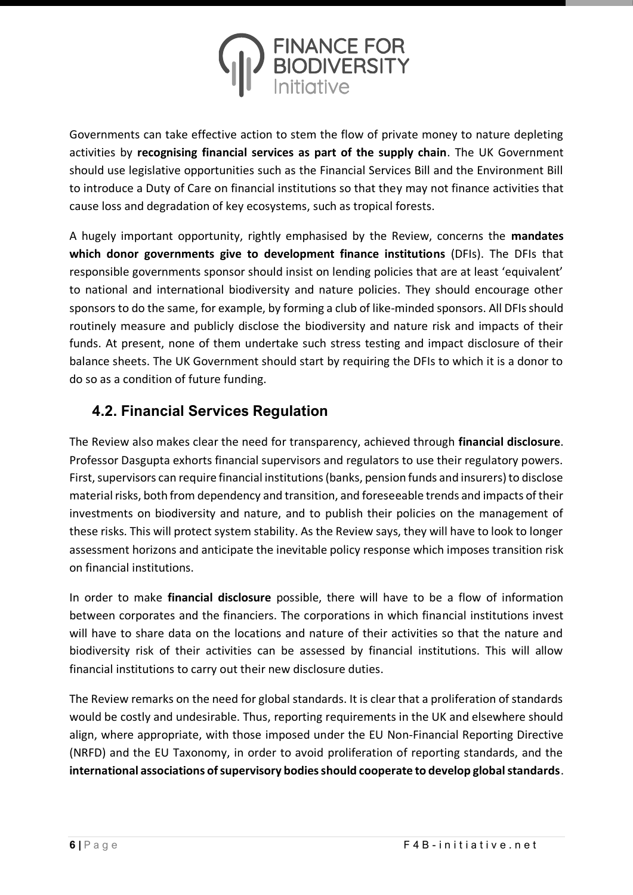Governments can take effective action to stem the flow of private money to nature depleting activities by **recognising financial services as part of the supply chain**. The UK Government should use legislative opportunities such as the Financial Services Bill and the Environment Bill to introduce a Duty of Care on financial institutions so that they may not finance activities that cause loss and degradation of key ecosystems, such as tropical forests.

A hugely important opportunity, rightly emphasised by the Review, concerns the **mandates which donor governments give to development finance institutions** (DFIs). The DFIs that responsible governments sponsor should insist on lending policies that are at least 'equivalent' to national and international biodiversity and nature policies. They should encourage other sponsors to do the same, for example, by forming a club of like-minded sponsors. All DFIs should routinely measure and publicly disclose the biodiversity and nature risk and impacts of their funds. At present, none of them undertake such stress testing and impact disclosure of their balance sheets. The UK Government should start by requiring the DFIs to which it is a donor to do so as a condition of future funding.

## 4.2. Financial Services Regulation

The Review also makes clear the need for transparency, achieved through **financial disclosure**. Professor Dasgupta exhorts financial supervisors and regulators to use their regulatory powers. First, supervisors can require financial institutions (banks, pension funds and insurers) to disclose material risks, both from dependency and transition, and foreseeable trends and impacts of their investments on biodiversity and nature, and to publish their policies on the management of these risks. This will protect system stability. As the Review says, they will have to look to longer assessment horizons and anticipate the inevitable policy response which imposes transition risk on financial institutions.

In order to make **financial disclosure** possible, there will have to be a flow of information between corporates and the financiers. The corporations in which financial institutions invest will have to share data on the locations and nature of their activities so that the nature and biodiversity risk of their activities can be assessed by financial institutions. This will allow financial institutions to carry out their new disclosure duties.

The Review remarks on the need for global standards. It is clear that a proliferation of standards would be costly and undesirable. Thus, reporting requirements in the UK and elsewhere should align, where appropriate, with those imposed under the EU Non-Financial Reporting Directive (NRFD) and the EU Taxonomy, in order to avoid proliferation of reporting standards, and the **international associations of supervisory bodies should cooperate to develop global standards**.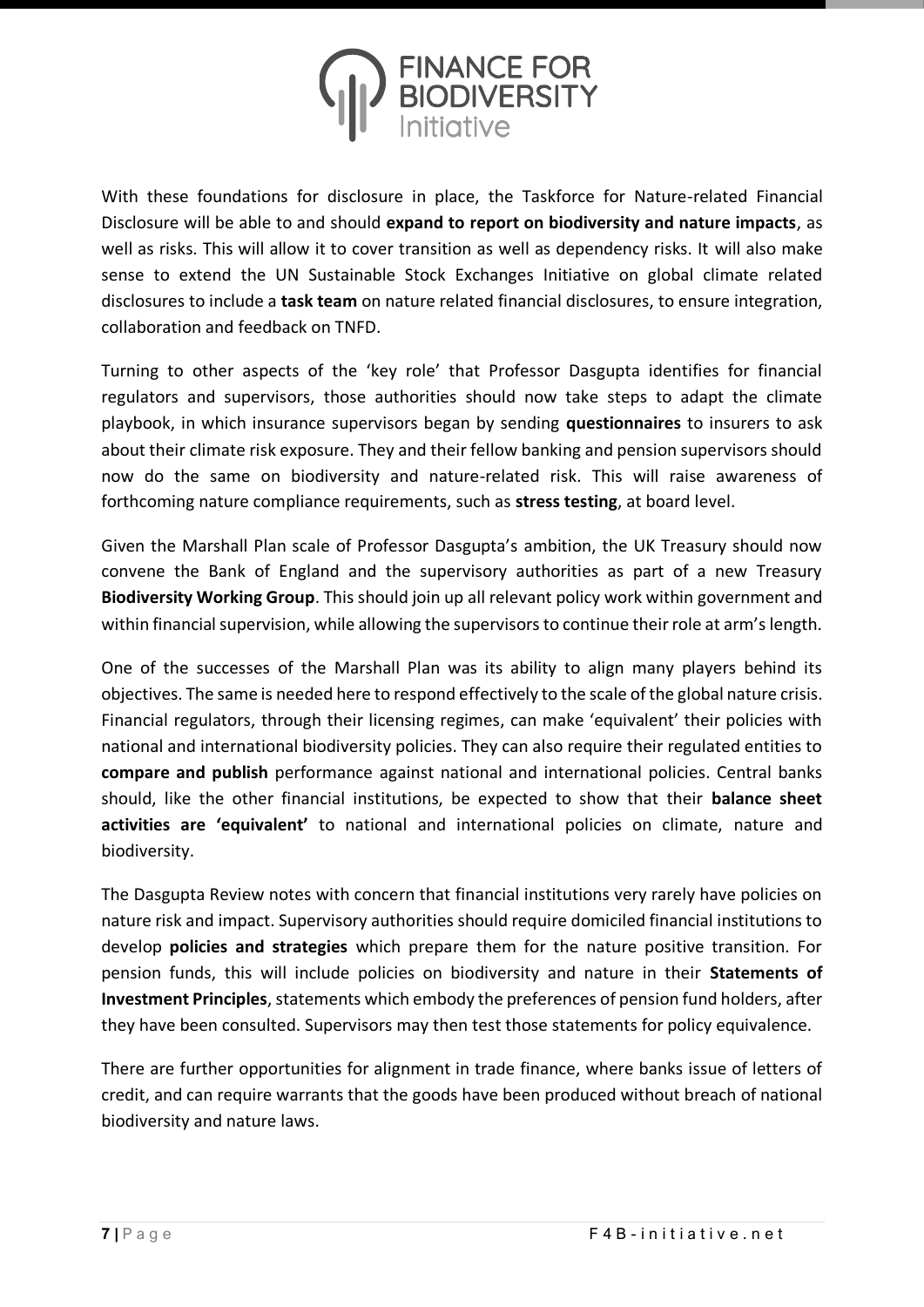With these foundations for disclosure in place, the Taskforce for Nature-related Financial Disclosure will be able to and should **expand to report on biodiversity and nature impacts**, as well as risks. This will allow it to cover transition as well as dependency risks. It will also make sense to extend the UN Sustainable Stock Exchanges Initiative on global climate related disclosures to include a **task team** on nature related financial disclosures, to ensure integration, collaboration and feedback on TNFD.

Turning to other aspects of the 'key role' that Professor Dasgupta identifies for financial regulators and supervisors, those authorities should now take steps to adapt the climate playbook, in which insurance supervisors began by sending **questionnaires** to insurers to ask about their climate risk exposure. They and their fellow banking and pension supervisors should now do the same on biodiversity and nature-related risk. This will raise awareness of forthcoming nature compliance requirements, such as **stress testing**, at board level.

Given the Marshall Plan scale of Professor Dasgupta's ambition, the UK Treasury should now convene the Bank of England and the supervisory authorities as part of a new Treasury **Biodiversity Working Group**. This should join up all relevant policy work within government and within financial supervision, while allowing the supervisors to continue their role at arm's length.

One of the successes of the Marshall Plan was its ability to align many players behind its objectives. The same is needed here to respond effectively to the scale of the global nature crisis. Financial regulators, through their licensing regimes, can make 'equivalent' their policies with national and international biodiversity policies. They can also require their regulated entities to **compare and publish** performance against national and international policies. Central banks should, like the other financial institutions, be expected to show that their **balance sheet activities are 'equivalent'** to national and international policies on climate, nature and biodiversity.

The Dasgupta Review notes with concern that financial institutions very rarely have policies on nature risk and impact. Supervisory authorities should require domiciled financial institutions to develop **policies and strategies** which prepare them for the nature positive transition. For pension funds, this will include policies on biodiversity and nature in their **Statements of Investment Principles**, statements which embody the preferences of pension fund holders, after they have been consulted. Supervisors may then test those statements for policy equivalence.

There are further opportunities for alignment in trade finance, where banks issue of letters of credit, and can require warrants that the goods have been produced without breach of national biodiversity and nature laws.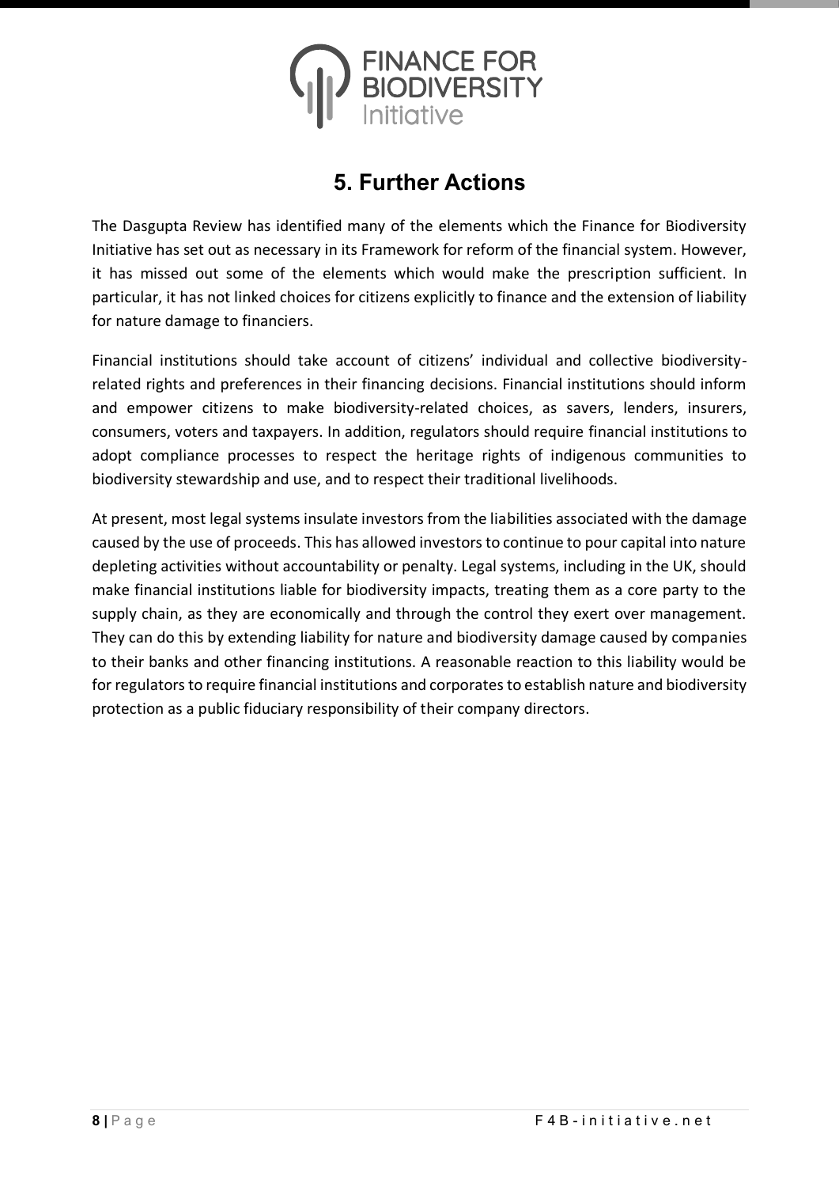## 5. Further Actions

The Dasgupta Review has identified many of the elements which the Finance for Biodiversity Initiative has set out as necessary in its Framework for reform of the financial system. However, it has missed out some of the elements which would make the prescription sufficient. In particular, it has not linked choices for citizens explicitly to finance and the extension of liability for nature damage to financiers.

Financial institutions should take account of citizens' individual and collective biodiversity-related rights and preferences in their financing decisions. Financial institutions should inform and empower citizens to make biodiversity-related choices, as savers, lenders, insurers, consumers, voters and taxpayers. In addition, regulators should require financial institutions to adopt compliance processes to respect the heritage rights of indigenous communities to biodiversity stewardship and use, and to respect their traditional livelihoods.

At present, most legal systems insulate investors from the liabilities associated with the damage caused by the use of proceeds. This has allowed investors to continue to pour capital into nature depleting activities without accountability or penalty. Legal systems, including in the UK, should make financial institutions liable for biodiversity impacts, treating them as a core party to the supply chain, as they are economically and through the control they exert over management. They can do this by extending liability for nature and biodiversity damage caused by companies to their banks and other financing institutions. A reasonable reaction to this liability would be for regulators to require financial institutions and corporates to establish nature and biodiversity protection as a public fiduciary responsibility of their company directors.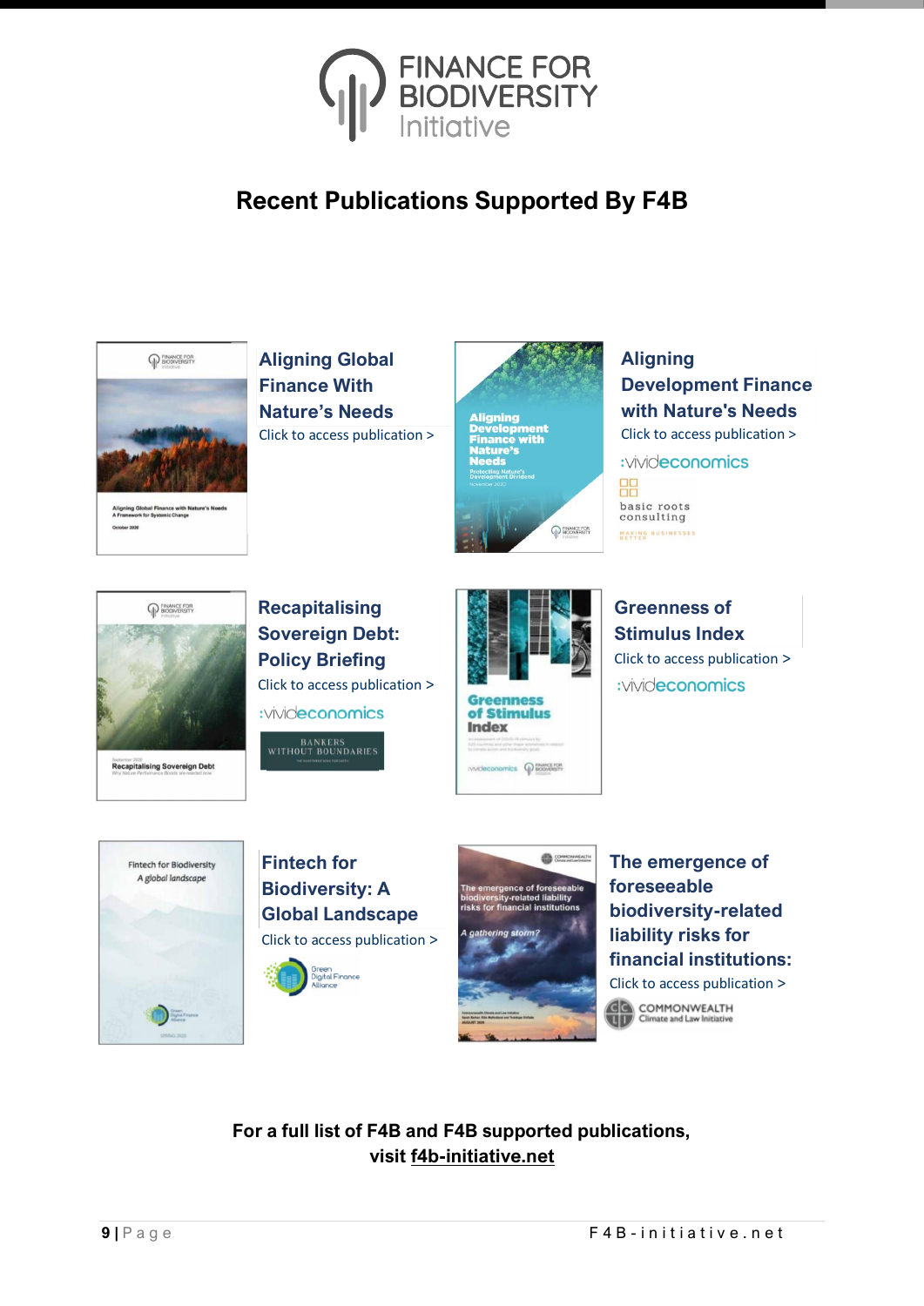# Recent Publications Supported By F4B

### Aligning Global Finance With Nature's Needs

Click to access publication >

### Aligning Development Finance with Nature's Needs

Click to access publication >

:vivideconomics

basic roots consulting

### Recapitalising Sovereign Debt: Policy Briefing

Click to access publication >

:vivideconomics

BANKERS WITHOUT BOUNDARIES

### Greenness of Stimulus Index

Click to access publication >

:vivideconomics

### Fintech for Biodiversity: A Global Landscape

Click to access publication >

Green Digital Finance Alliance

### The emergence of foreseeable biodiversity-related liability risks for financial institutions:

Click to access publication >

COMMONWEALTH Climate and Law Initiative

**For a full list of F4B and F4B supported publications, visit f4b-initiative.net**